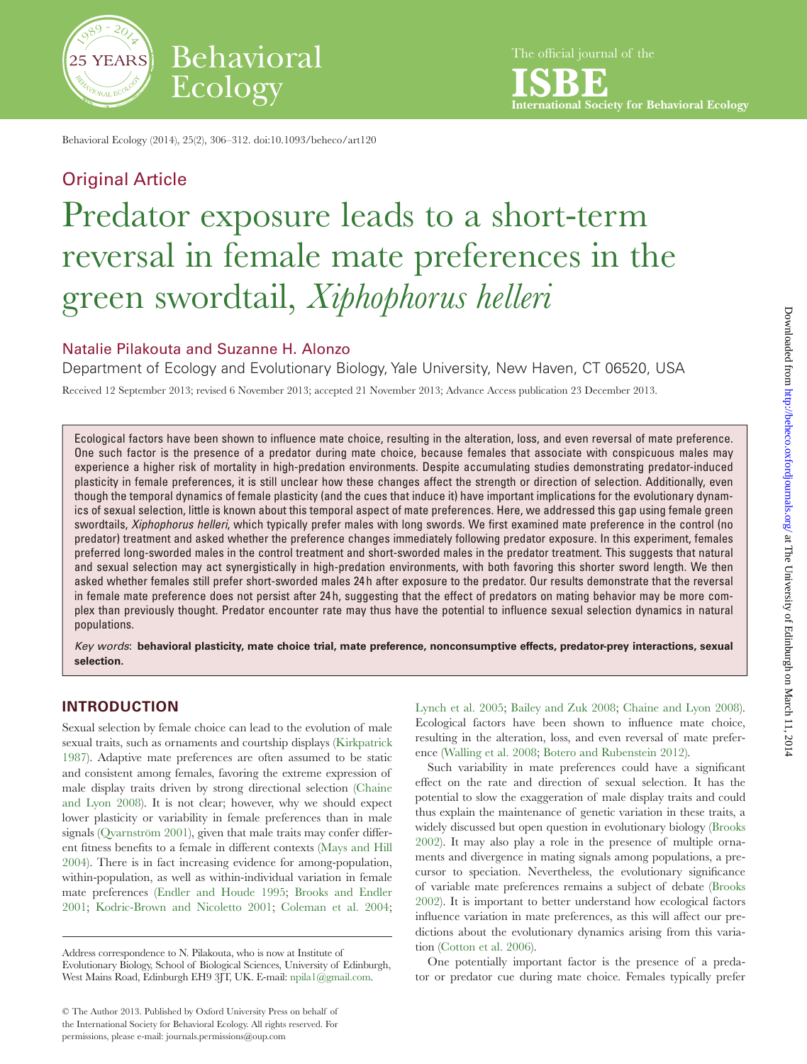Behavioral Ecology (2014), 25(2), 306–312. doi:10.1093/beheco/art120

## Original Article

# Predator exposure leads to a short-term reversal in female mate preferences in the green swordtail, *Xiphophorus helleri*

Natalie Pilakouta and Suzanne H. Alonzo

Department of Ecology and Evolutionary Biology, Yale University, New Haven, CT 06520, USA

Received 12 September 2013; revised 6 November 2013; accepted 21 November 2013; Advance Access publication 23 December 2013.

Ecological factors have been shown to influence mate choice, resulting in the alteration, loss, and even reversal of mate preference. One such factor is the presence of a predator during mate choice, because females that associate with conspicuous males may experience a higher risk of mortality in high-predation environments. Despite accumulating studies demonstrating predator-induced plasticity in female preferences, it is still unclear how these changes affect the strength or direction of selection. Additionally, even though the temporal dynamics of female plasticity (and the cues that induce it) have important implications for the evolutionary dynamics of sexual selection, little is known about this temporal aspect of mate preferences. Here, we addressed this gap using female green swordtails, *Xiphophorus helleri*, which typically prefer males with long swords. We first examined mate preference in the control (no predator) treatment and asked whether the preference changes immediately following predator exposure. In this experiment, females preferred long-sworded males in the control treatment and short-sworded males in the predator treatment. This suggests that natural and sexual selection may act synergistically in high-predation environments, with both favoring this shorter sword length. We then asked whether females still prefer short-sworded males 24 h after exposure to the predator. Our results demonstrate that the reversal in female mate preference does not persist after 24 h, suggesting that the effect of predators on mating behavior may be more complex than previously thought. Predator encounter rate may thus have the potential to influence sexual selection dynamics in natural populations.

*Key words*: **behavioral plasticity, mate choice trial, mate preference, nonconsumptive effects, predator-prey interactions, sexual selection.**

## INTRODUCTION

Sexual selection by female choice can lead to the evolution of male sexual traits, such as ornaments and courtship displays (Kirkpatrick 1987). Adaptive mate preferences are often assumed to be static and consistent among females, favoring the extreme expression of male display traits driven by strong directional selection (Chaine and Lyon 2008). It is not clear; however, why we should expect lower plasticity or variability in female preferences than in male signals (Qvarnström 2001), given that male traits may confer different fitness benefits to a female in different contexts (Mays and Hill 2004). There is in fact increasing evidence for among-population, within-population, as well as within-individual variation in female mate preferences (Endler and Houde 1995; Brooks and Endler 2001; Kodric-Brown and Nicoletto 2001; Coleman et al. 2004; Lynch et al. 2005; Bailey and Zuk 2008; Chaine and Lyon 2008). Ecological factors have been shown to influence mate choice, resulting in the alteration, loss, and even reversal of mate preference (Walling et al. 2008; Botero and Rubenstein 2012).

Such variability in mate preferences could have a significant effect on the rate and direction of sexual selection. It has the potential to slow the exaggeration of male display traits and could thus explain the maintenance of genetic variation in these traits, a widely discussed but open question in evolutionary biology (Brooks 2002). It may also play a role in the presence of multiple ornaments and divergence in mating signals among populations, a precursor to speciation. Nevertheless, the evolutionary significance of variable mate preferences remains a subject of debate (Brooks 2002). It is important to better understand how ecological factors influence variation in mate preferences, as this will affect our predictions about the evolutionary dynamics arising from this variation (Cotton et al. 2006).

One potentially important factor is the presence of a predator or predator cue during mate choice. Females typically prefer

Address correspondence to N. Pilakouta, who is now at Institute of Evolutionary Biology, School of Biological Sciences, University of Edinburgh, West Mains Road, Edinburgh EH9 3JT, UK. E-mail: npila1@gmail.com.

© The Author 2013. Published by Oxford University Press on behalf of the International Society for Behavioral Ecology. All rights reserved. For permissions, please e-mail: journals.permissions@oup.com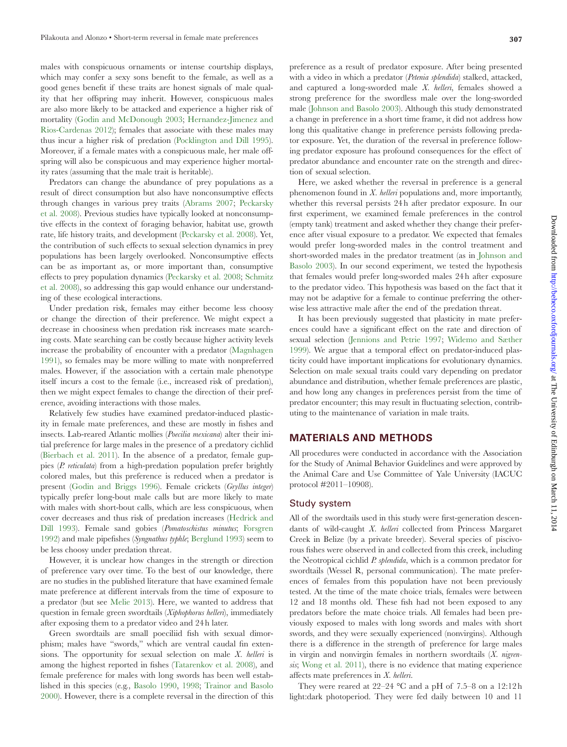males with conspicuous ornaments or intense courtship displays, which may confer a sexy sons benefit to the female, as well as a good genes benefit if these traits are honest signals of male quality that her offspring may inherit. However, conspicuous males are also more likely to be attacked and experience a higher risk of mortality (Godin and McDonough 2003; Hernandez-Jimenez and Rios-Cardenas 2012); females that associate with these males may thus incur a higher risk of predation (Pocklington and Dill 1995). Moreover, if a female mates with a conspicuous male, her male offspring will also be conspicuous and may experience higher mortality rates (assuming that the male trait is heritable).

Predators can change the abundance of prey populations as a result of direct consumption but also have nonconsumptive effects through changes in various prey traits (Abrams 2007; Peckarsky et al. 2008). Previous studies have typically looked at nonconsumptive effects in the context of foraging behavior, habitat use, growth rate, life history traits, and development (Peckarsky et al. 2008). Yet, the contribution of such effects to sexual selection dynamics in prey populations has been largely overlooked. Nonconsumptive effects can be as important as, or more important than, consumptive effects to prey population dynamics (Peckarsky et al. 2008; Schmitz et al. 2008), so addressing this gap would enhance our understanding of these ecological interactions.

Under predation risk, females may either become less choosy or change the direction of their preference. We might expect a decrease in choosiness when predation risk increases mate searching costs. Mate searching can be costly because higher activity levels increase the probability of encounter with a predator (Magnhagen 1991), so females may be more willing to mate with nonpreferred males. However, if the association with a certain male phenotype itself incurs a cost to the female (i.e., increased risk of predation), then we might expect females to change the direction of their preference, avoiding interactions with those males.

Relatively few studies have examined predator-induced plasticity in female mate preferences, and these are mostly in fishes and insects. Lab-reared Atlantic mollies (*Poecilia mexicana*) alter their initial preference for large males in the presence of a predatory cichlid (Bierbach et al. 2011). In the absence of a predator, female guppies (*P. reticulata*) from a high-predation population prefer brightly colored males, but this preference is reduced when a predator is present (Godin and Briggs 1996). Female crickets (*Gryllus integer*) typically prefer long-bout male calls but are more likely to mate with males with short-bout calls, which are less conspicuous, when cover decreases and thus risk of predation increases (Hedrick and Dill 1993). Female sand gobies (*Pomatoschistus minutus*; Forsgren 1992) and male pipefishes (*Syngnathus typhle*; Berglund 1993) seem to be less choosy under predation threat.

However, it is unclear how changes in the strength or direction of preference vary over time. To the best of our knowledge, there are no studies in the published literature that have examined female mate preference at different intervals from the time of exposure to a predator (but see Melie 2013). Here, we wanted to address that question in female green swordtails (*Xiphophorus helleri*), immediately after exposing them to a predator video and 24 h later.

Green swordtails are small poeciliid fish with sexual dimorphism; males have "swords," which are ventral caudal fin extensions. The opportunity for sexual selection on male *X. helleri* is among the highest reported in fishes (Tatarenkov et al. 2008), and female preference for males with long swords has been well established in this species (e.g., Basolo 1990, 1998; Trainor and Basolo 2000). However, there is a complete reversal in the direction of this preference as a result of predator exposure. After being presented with a video in which a predator (*Petenia splendida*) stalked, attacked, and captured a long-sworded male *X. helleri*, females showed a strong preference for the swordless male over the long-sworded male (Johnson and Basolo 2003). Although this study demonstrated a change in preference in a short time frame, it did not address how long this qualitative change in preference persists following predator exposure. Yet, the duration of the reversal in preference following predator exposure has profound consequences for the effect of predator abundance and encounter rate on the strength and direction of sexual selection.

Here, we asked whether the reversal in preference is a general phenomenon found in *X. helleri* populations and, more importantly, whether this reversal persists 24 h after predator exposure. In our first experiment, we examined female preferences in the control (empty tank) treatment and asked whether they change their preference after visual exposure to a predator. We expected that females would prefer long-sworded males in the control treatment and short-sworded males in the predator treatment (as in Johnson and Basolo 2003). In our second experiment, we tested the hypothesis that females would prefer long-sworded males 24 h after exposure to the predator video. This hypothesis was based on the fact that it may not be adaptive for a female to continue preferring the otherwise less attractive male after the end of the predation threat.

It has been previously suggested that plasticity in mate preferences could have a significant effect on the rate and direction of sexual selection (Jennions and Petrie 1997; Widemo and Sæther 1999). We argue that a temporal effect on predator-induced plasticity could have important implications for evolutionary dynamics. Selection on male sexual traits could vary depending on predator abundance and distribution, whether female preferences are plastic, and how long any changes in preferences persist from the time of predator encounter; this may result in fluctuating selection, contributing to the maintenance of variation in male traits.

## MATERIALS AND METHODS

All procedures were conducted in accordance with the Association for the Study of Animal Behavior Guidelines and were approved by the Animal Care and Use Committee of Yale University (IACUC protocol #2011–10908).

### Study system

All of the swordtails used in this study were first-generation descendants of wild-caught *X. helleri* collected from Princess Margaret Creek in Belize (by a private breeder). Several species of piscivorous fishes were observed in and collected from this creek, including the Neotropical cichlid *P. splendida*, which is a common predator for swordtails (Wessel R, personal communication). The mate preferences of females from this population have not been previously tested. At the time of the mate choice trials, females were between 12 and 18 months old. These fish had not been exposed to any predators before the mate choice trials. All females had been previously exposed to males with long swords and males with short swords, and they were sexually experienced (nonvirgins). Although there is a difference in the strength of preference for large males in virgin and nonvirgin females in northern swordtails (*X. nigrensis*; Wong et al. 2011), there is no evidence that mating experience affects mate preferences in *X. helleri*.

They were reared at 22–24 °C and a pH of 7.5–8 on a 12:12 h light:dark photoperiod. They were fed daily between 10 and 11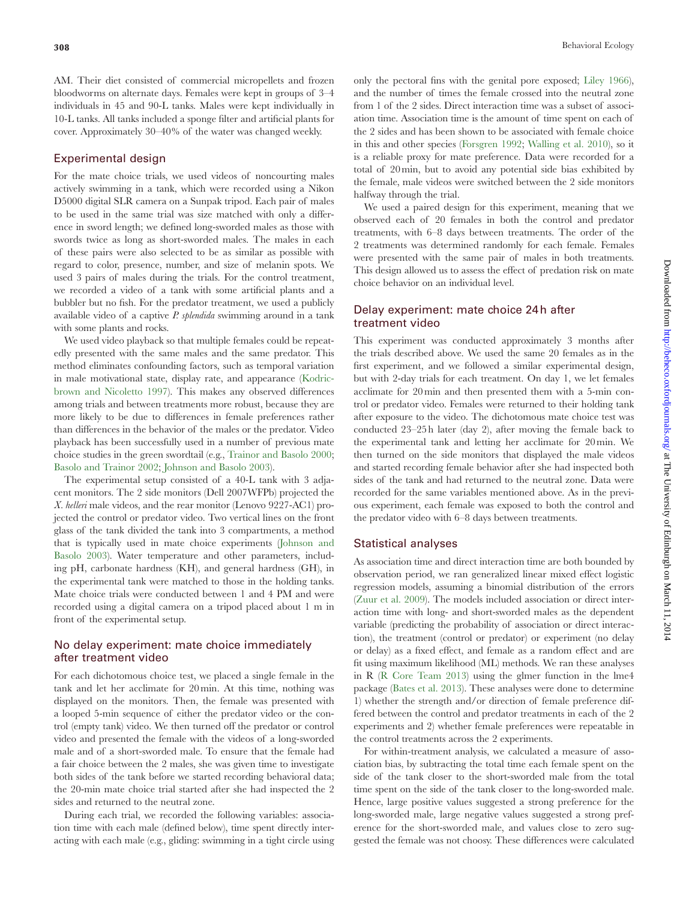AM. Their diet consisted of commercial micropellets and frozen bloodworms on alternate days. Females were kept in groups of 3–4 individuals in 45 and 90-L tanks. Males were kept individually in 10-L tanks. All tanks included a sponge filter and artificial plants for cover. Approximately 30–40% of the water was changed weekly.

## Experimental design

For the mate choice trials, we used videos of noncourting males actively swimming in a tank, which were recorded using a Nikon D5000 digital SLR camera on a Sunpak tripod. Each pair of males to be used in the same trial was size matched with only a difference in sword length; we defined long-sworded males as those with swords twice as long as short-sworded males. The males in each of these pairs were also selected to be as similar as possible with regard to color, presence, number, and size of melanin spots. We used 3 pairs of males during the trials. For the control treatment, we recorded a video of a tank with some artificial plants and a bubbler but no fish. For the predator treatment, we used a publicly available video of a captive *P. splendida* swimming around in a tank with some plants and rocks.

We used video playback so that multiple females could be repeatedly presented with the same males and the same predator. This method eliminates confounding factors, such as temporal variation in male motivational state, display rate, and appearance (Kodric-brown and Nicoletto 1997). This makes any observed differences among trials and between treatments more robust, because they are more likely to be due to differences in female preferences rather than differences in the behavior of the males or the predator. Video playback has been successfully used in a number of previous mate choice studies in the green swordtail (e.g., Trainor and Basolo 2000; Basolo and Trainor 2002; Johnson and Basolo 2003).

The experimental setup consisted of a 40-L tank with 3 adjacent monitors. The 2 side monitors (Dell 2007WFPb) projected the *X. helleri* male videos, and the rear monitor (Lenovo 9227-AC1) projected the control or predator video. Two vertical lines on the front glass of the tank divided the tank into 3 compartments, a method that is typically used in mate choice experiments (Johnson and Basolo 2003). Water temperature and other parameters, including pH, carbonate hardness (KH), and general hardness (GH), in the experimental tank were matched to those in the holding tanks. Mate choice trials were conducted between 1 and 4 PM and were recorded using a digital camera on a tripod placed about 1 m in front of the experimental setup.

## No delay experiment: mate choice immediately after treatment video

For each dichotomous choice test, we placed a single female in the tank and let her acclimate for 20 min. At this time, nothing was displayed on the monitors. Then, the female was presented with a looped 5-min sequence of either the predator video or the control (empty tank) video. We then turned off the predator or control video and presented the female with the videos of a long-sworded male and of a short-sworded male. To ensure that the female had a fair choice between the 2 males, she was given time to investigate both sides of the tank before we started recording behavioral data; the 20-min mate choice trial started after she had inspected the 2 sides and returned to the neutral zone.

During each trial, we recorded the following variables: association time with each male (defined below), time spent directly interacting with each male (e.g., gliding: swimming in a tight circle using only the pectoral fins with the genital pore exposed; Liley 1966), and the number of times the female crossed into the neutral zone from 1 of the 2 sides. Direct interaction time was a subset of association time. Association time is the amount of time spent on each of the 2 sides and has been shown to be associated with female choice in this and other species (Forsgren 1992; Walling et al. 2010), so it is a reliable proxy for mate preference. Data were recorded for a total of 20 min, but to avoid any potential side bias exhibited by the female, male videos were switched between the 2 side monitors halfway through the trial.

We used a paired design for this experiment, meaning that we observed each of 20 females in both the control and predator treatments, with 6–8 days between treatments. The order of the 2 treatments was determined randomly for each female. Females were presented with the same pair of males in both treatments. This design allowed us to assess the effect of predation risk on mate choice behavior on an individual level.

## Delay experiment: mate choice 24 h after treatment video

This experiment was conducted approximately 3 months after the trials described above. We used the same 20 females as in the first experiment, and we followed a similar experimental design, but with 2-day trials for each treatment. On day 1, we let females acclimate for 20 min and then presented them with a 5-min control or predator video. Females were returned to their holding tank after exposure to the video. The dichotomous mate choice test was conducted 23–25 h later (day 2), after moving the female back to the experimental tank and letting her acclimate for 20 min. We then turned on the side monitors that displayed the male videos and started recording female behavior after she had inspected both sides of the tank and had returned to the neutral zone. Data were recorded for the same variables mentioned above. As in the previous experiment, each female was exposed to both the control and the predator video with 6–8 days between treatments.

## Statistical analyses

As association time and direct interaction time are both bounded by observation period, we ran generalized linear mixed effect logistic regression models, assuming a binomial distribution of the errors (Zuur et al. 2009). The models included association or direct interaction time with long- and short-sworded males as the dependent variable (predicting the probability of association or direct interaction), the treatment (control or predator) or experiment (no delay or delay) as a fixed effect, and female as a random effect and are fit using maximum likelihood (ML) methods. We ran these analyses in R (R Core Team 2013) using the glmer function in the lme4 package (Bates et al. 2013). These analyses were done to determine 1) whether the strength and/or direction of female preference differed between the control and predator treatments in each of the 2 experiments and 2) whether female preferences were repeatable in the control treatments across the 2 experiments.

For within-treatment analysis, we calculated a measure of association bias, by subtracting the total time each female spent on the side of the tank closer to the short-sworded male from the total time spent on the side of the tank closer to the long-sworded male. Hence, large positive values suggested a strong preference for the long-sworded male, large negative values suggested a strong preference for the short-sworded male, and values close to zero suggested the female was not choosy. These differences were calculated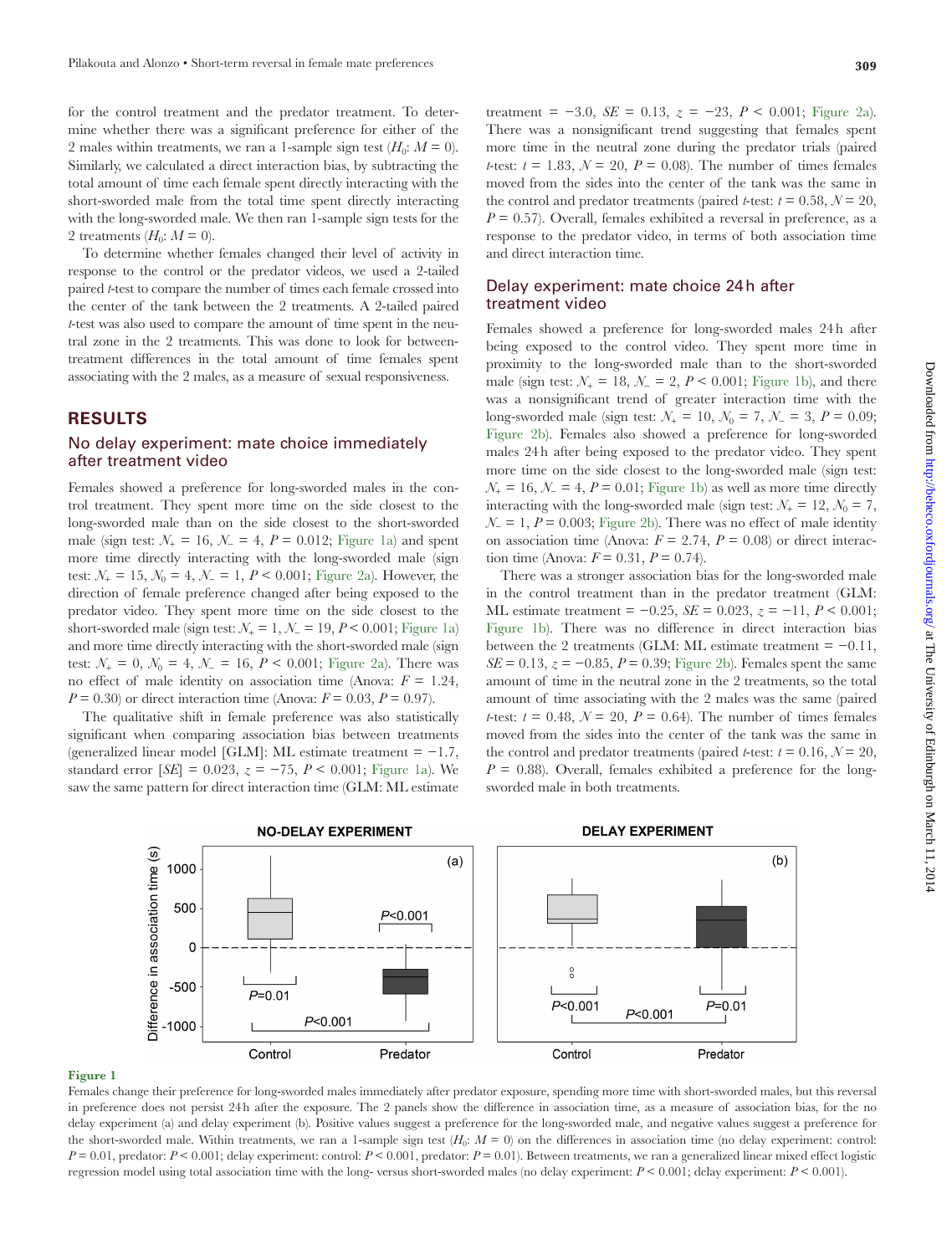for the control treatment and the predator treatment. To determine whether there was a significant preference for either of the 2 males within treatments, we ran a 1-sample sign test ($H_0$: $M = 0$). Similarly, we calculated a direct interaction bias, by subtracting the total amount of time each female spent directly interacting with the short-sworded male from the total time spent directly interacting with the long-sworded male. We then ran 1-sample sign tests for the 2 treatments ($H_0$: $M = 0$).

To determine whether females changed their level of activity in response to the control or the predator videos, we used a 2-tailed paired *t*-test to compare the number of times each female crossed into the center of the tank between the 2 treatments. A 2-tailed paired *t*-test was also used to compare the amount of time spent in the neutral zone in the 2 treatments. This was done to look for between-treatment differences in the total amount of time females spent associating with the 2 males, as a measure of sexual responsiveness.

## RESULTS

### No delay experiment: mate choice immediately after treatment video

Females showed a preference for long-sworded males in the control treatment. They spent more time on the side closest to the long-sworded male than on the side closest to the short-sworded male (sign test: $N_+ = 16$, $N_- = 4$, $P = 0.012$; Figure 1a) and spent more time directly interacting with the long-sworded male (sign test: $N_+ = 15$, $N_0 = 4$, $N_- = 1$, $P < 0.001$; Figure 2a). However, the direction of female preference changed after being exposed to the predator video. They spent more time on the side closest to the short-sworded male (sign test: $N_+ = 1$, $N_- = 19$, $P < 0.001$; Figure 1a) and more time directly interacting with the short-sworded male (sign test: $N_+ = 0$, $N_0 = 4$, $N_- = 16$, $P < 0.001$; Figure 2a). There was no effect of male identity on association time (Anova: $F = 1.24$, $P = 0.30$) or direct interaction time (Anova: $F = 0.03$, $P = 0.97$).

The qualitative shift in female preference was also statistically significant when comparing association bias between treatments (generalized linear model [GLM]: ML estimate treatment = −1.7, standard error [*SE*] = 0.023, $z = -75$, $P < 0.001$; Figure 1a). We saw the same pattern for direct interaction time (GLM: ML estimate treatment = −3.0, $SE = 0.13$, $z = -23$, $P < 0.001$; Figure 2a). There was a nonsignificant trend suggesting that females spent more time in the neutral zone during the predator trials (paired *t*-test: $t = 1.83$, $N = 20$, $P = 0.08$). The number of times females moved from the sides into the center of the tank was the same in the control and predator treatments (paired *t*-test: $t = 0.58$, $N = 20$, $P = 0.57$). Overall, females exhibited a reversal in preference, as a response to the predator video, in terms of both association time and direct interaction time.

### Delay experiment: mate choice 24 h after treatment video

Females showed a preference for long-sworded males 24 h after being exposed to the control video. They spent more time in proximity to the long-sworded male than to the short-sworded male (sign test: $N_+ = 18$, $N_- = 2$, $P < 0.001$; Figure 1b), and there was a nonsignificant trend of greater interaction time with the long-sworded male (sign test: $N_+ = 10$, $N_0 = 7$, $N_- = 3$, $P = 0.09$; Figure 2b). Females also showed a preference for long-sworded males 24 h after being exposed to the predator video. They spent more time on the side closest to the long-sworded male (sign test: $N_+ = 16$, $N_- = 4$, $P = 0.01$; Figure 1b) as well as more time directly interacting with the long-sworded male (sign test: $N_+ = 12$, $N_0 = 7$, $N_- = 1$, $P = 0.003$; Figure 2b). There was no effect of male identity on association time (Anova: $F = 2.74$, $P = 0.08$) or direct interaction time (Anova: $F = 0.31$, $P = 0.74$).

There was a stronger association bias for the long-sworded male in the control treatment than in the predator treatment (GLM: ML estimate treatment = −0.25, $SE = 0.023$, $z = -11$, $P < 0.001$; Figure 1b). There was no difference in direct interaction bias between the 2 treatments (GLM: ML estimate treatment = −0.11, $SE = 0.13$, $z = -0.85$, $P = 0.39$; Figure 2b). Females spent the same amount of time in the neutral zone in the 2 treatments, so the total amount of time associating with the 2 males was the same (paired *t*-test: $t = 0.48$, $N = 20$, $P = 0.64$). The number of times females moved from the sides into the center of the tank was the same in the control and predator treatments (paired *t*-test: $t = 0.16$, $N = 20$, $P = 0.88$). Overall, females exhibited a preference for the long-sworded male in both treatments.

**Figure 1**

Females change their preference for long-sworded males immediately after predator exposure, spending more time with short-sworded males, but this reversal in preference does not persist 24 h after the exposure. The 2 panels show the difference in association time, as a measure of association bias, for the no delay experiment (a) and delay experiment (b). Positive values suggest a preference for the long-sworded male, and negative values suggest a preference for the short-sworded male. Within treatments, we ran a 1-sample sign test ($H_0$: $M = 0$) on the differences in association time (no delay experiment: control: $P = 0.01$, predator: $P < 0.001$; delay experiment: control: $P < 0.001$, predator: $P = 0.01$). Between treatments, we ran a generalized linear mixed effect logistic regression model using total association time with the long- versus short-sworded males (no delay experiment: $P < 0.001$; delay experiment: $P < 0.001$).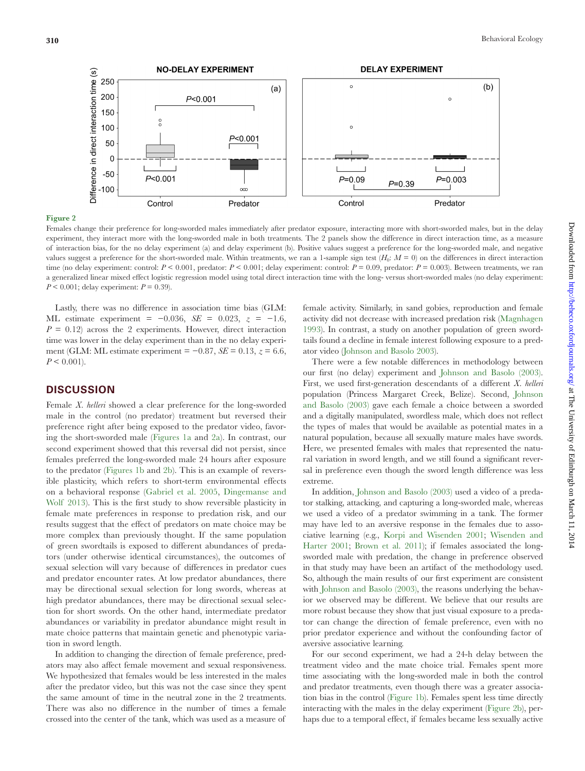**Figure 2**

Females change their preference for long-sworded males immediately after predator exposure, interacting more with short-sworded males, but in the delay experiment, they interact more with the long-sworded male in both treatments. The 2 panels show the difference in direct interaction time, as a measure of interaction bias, for the no delay experiment (a) and delay experiment (b). Positive values suggest a preference for the long-sworded male, and negative values suggest a preference for the short-sworded male. Within treatments, we ran a 1-sample sign test ($H_0$: $M = 0$) on the differences in direct interaction time (no delay experiment: control: $P < 0.001$, predator: $P < 0.001$; delay experiment: control: $P = 0.09$, predator: $P = 0.003$). Between treatments, we ran a generalized linear mixed effect logistic regression model using total direct interaction time with the long- versus short-sworded males (no delay experiment: $P < 0.001$; delay experiment: $P = 0.39$).

Lastly, there was no difference in association time bias (GLM: ML estimate experiment = −0.036, $SE$ = 0.023, $z$ = −1.6, $P$ = 0.12) across the 2 experiments. However, direct interaction time was lower in the delay experiment than in the no delay experiment (GLM: ML estimate experiment = −0.87, $SE$ = 0.13, $z$ = 6.6, $P < 0.001$).

## DISCUSSION

Female *X. helleri* showed a clear preference for the long-sworded male in the control (no predator) treatment but reversed their preference right after being exposed to the predator video, favoring the short-sworded male (Figures 1a and 2a). In contrast, our second experiment showed that this reversal did not persist, since females preferred the long-sworded male 24 hours after exposure to the predator (Figures 1b and 2b). This is an example of reversible plasticity, which refers to short-term environmental effects on a behavioral response (Gabriel et al. 2005, Dingemanse and Wolf 2013). This is the first study to show reversible plasticity in female mate preferences in response to predation risk, and our results suggest that the effect of predators on mate choice may be more complex than previously thought. If the same population of green swordtails is exposed to different abundances of predators (under otherwise identical circumstances), the outcomes of sexual selection will vary because of differences in predator cues and predator encounter rates. At low predator abundances, there may be directional sexual selection for long swords, whereas at high predator abundances, there may be directional sexual selection for short swords. On the other hand, intermediate predator abundances or variability in predator abundance might result in mate choice patterns that maintain genetic and phenotypic variation in sword length.

In addition to changing the direction of female preference, predators may also affect female movement and sexual responsiveness. We hypothesized that females would be less interested in the males after the predator video, but this was not the case since they spent the same amount of time in the neutral zone in the 2 treatments. There was also no difference in the number of times a female crossed into the center of the tank, which was used as a measure of female activity. Similarly, in sand gobies, reproduction and female activity did not decrease with increased predation risk (Magnhagen 1993). In contrast, a study on another population of green swordtails found a decline in female interest following exposure to a predator video (Johnson and Basolo 2003).

There were a few notable differences in methodology between our first (no delay) experiment and Johnson and Basolo (2003). First, we used first-generation descendants of a different *X. helleri* population (Princess Margaret Creek, Belize). Second, Johnson and Basolo (2003) gave each female a choice between a sworded and a digitally manipulated, swordless male, which does not reflect the types of males that would be available as potential mates in a natural population, because all sexually mature males have swords. Here, we presented females with males that represented the natural variation in sword length, and we still found a significant reversal in preference even though the sword length difference was less extreme.

In addition, Johnson and Basolo (2003) used a video of a predator stalking, attacking, and capturing a long-sworded male, whereas we used a video of a predator swimming in a tank. The former may have led to an aversive response in the females due to associative learning (e.g., Korpi and Wisenden 2001; Wisenden and Harter 2001; Brown et al. 2011); if females associated the long-sworded male with predation, the change in preference observed in that study may have been an artifact of the methodology used. So, although the main results of our first experiment are consistent with Johnson and Basolo (2003), the reasons underlying the behavior we observed may be different. We believe that our results are more robust because they show that just visual exposure to a predator can change the direction of female preference, even with no prior predator experience and without the confounding factor of aversive associative learning.

For our second experiment, we had a 24-h delay between the treatment video and the mate choice trial. Females spent more time associating with the long-sworded male in both the control and predator treatments, even though there was a greater association bias in the control (Figure 1b). Females spent less time directly interacting with the males in the delay experiment (Figure 2b), perhaps due to a temporal effect, if females became less sexually active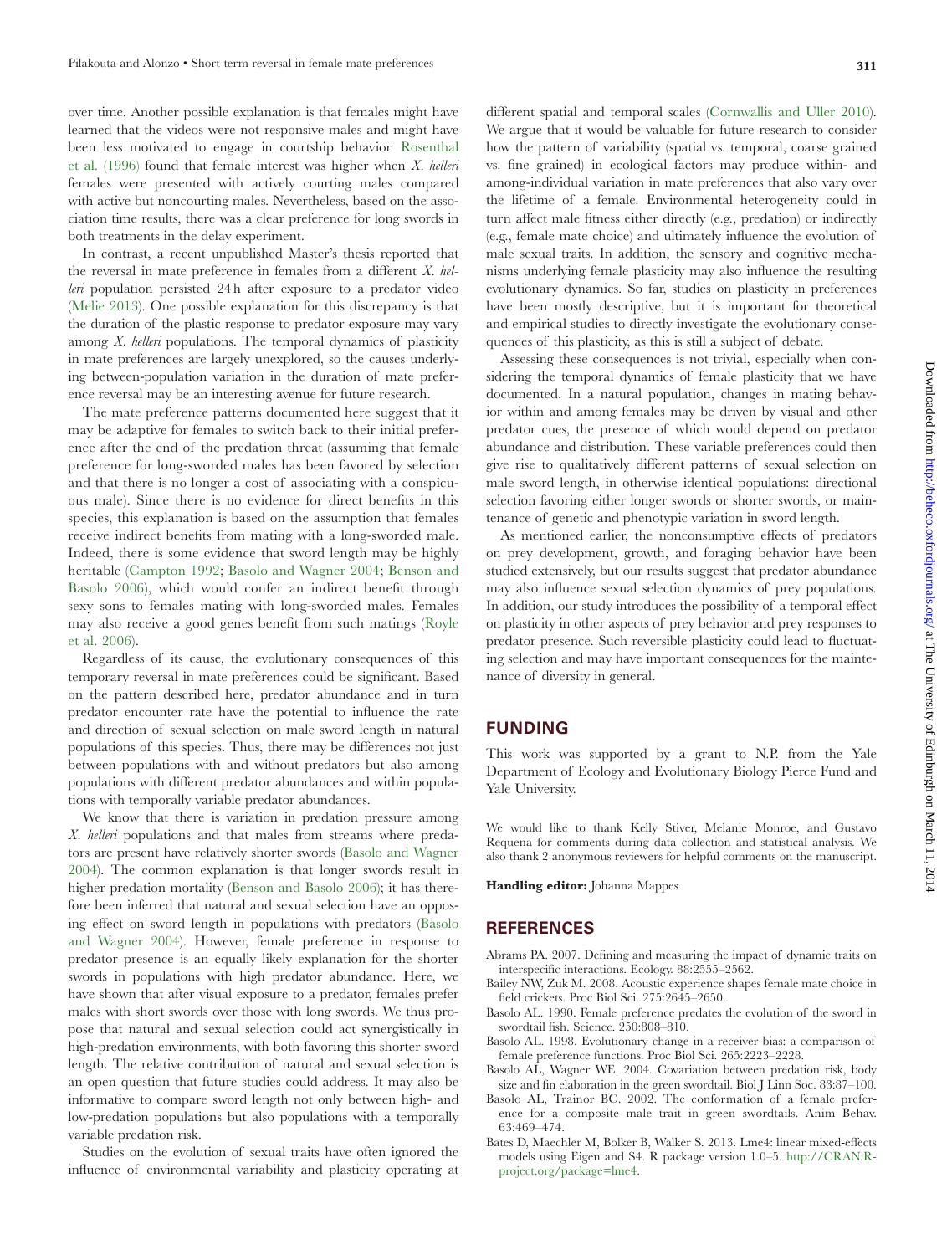over time. Another possible explanation is that females might have learned that the videos were not responsive males and might have been less motivated to engage in courtship behavior. Rosenthal et al. (1996) found that female interest was higher when *X. helleri* females were presented with actively courting males compared with active but noncourting males. Nevertheless, based on the association time results, there was a clear preference for long swords in both treatments in the delay experiment.

In contrast, a recent unpublished Master's thesis reported that the reversal in mate preference in females from a different *X. helleri* population persisted 24 h after exposure to a predator video (Melie 2013). One possible explanation for this discrepancy is that the duration of the plastic response to predator exposure may vary among *X. helleri* populations. The temporal dynamics of plasticity in mate preferences are largely unexplored, so the causes underlying between-population variation in the duration of mate preference reversal may be an interesting avenue for future research.

The mate preference patterns documented here suggest that it may be adaptive for females to switch back to their initial preference after the end of the predation threat (assuming that female preference for long-sworded males has been favored by selection and that there is no longer a cost of associating with a conspicuous male). Since there is no evidence for direct benefits in this species, this explanation is based on the assumption that females receive indirect benefits from mating with a long-sworded male. Indeed, there is some evidence that sword length may be highly heritable (Campton 1992; Basolo and Wagner 2004; Benson and Basolo 2006), which would confer an indirect benefit through sexy sons to females mating with long-sworded males. Females may also receive a good genes benefit from such matings (Royle et al. 2006).

Regardless of its cause, the evolutionary consequences of this temporary reversal in mate preferences could be significant. Based on the pattern described here, predator abundance and in turn predator encounter rate have the potential to influence the rate and direction of sexual selection on male sword length in natural populations of this species. Thus, there may be differences not just between populations with and without predators but also among populations with different predator abundances and within populations with temporally variable predator abundances.

We know that there is variation in predation pressure among *X. helleri* populations and that males from streams where predators are present have relatively shorter swords (Basolo and Wagner 2004). The common explanation is that longer swords result in higher predation mortality (Benson and Basolo 2006); it has therefore been inferred that natural and sexual selection have an opposing effect on sword length in populations with predators (Basolo and Wagner 2004). However, female preference in response to predator presence is an equally likely explanation for the shorter swords in populations with high predator abundance. Here, we have shown that after visual exposure to a predator, females prefer males with short swords over those with long swords. We thus propose that natural and sexual selection could act synergistically in high-predation environments, with both favoring this shorter sword length. The relative contribution of natural and sexual selection is an open question that future studies could address. It may also be informative to compare sword length not only between high- and low-predation populations but also populations with a temporally variable predation risk.

Studies on the evolution of sexual traits have often ignored the influence of environmental variability and plasticity operating at different spatial and temporal scales (Cornwallis and Uller 2010). We argue that it would be valuable for future research to consider how the pattern of variability (spatial vs. temporal, coarse grained vs. fine grained) in ecological factors may produce within- and among-individual variation in mate preferences that also vary over the lifetime of a female. Environmental heterogeneity could in turn affect male fitness either directly (e.g., predation) or indirectly (e.g., female mate choice) and ultimately influence the evolution of male sexual traits. In addition, the sensory and cognitive mechanisms underlying female plasticity may also influence the resulting evolutionary dynamics. So far, studies on plasticity in preferences have been mostly descriptive, but it is important for theoretical and empirical studies to directly investigate the evolutionary consequences of this plasticity, as this is still a subject of debate.

Assessing these consequences is not trivial, especially when considering the temporal dynamics of female plasticity that we have documented. In a natural population, changes in mating behavior within and among females may be driven by visual and other predator cues, the presence of which would depend on predator abundance and distribution. These variable preferences could then give rise to qualitatively different patterns of sexual selection on male sword length, in otherwise identical populations: directional selection favoring either longer swords or shorter swords, or maintenance of genetic and phenotypic variation in sword length.

As mentioned earlier, the nonconsumptive effects of predators on prey development, growth, and foraging behavior have been studied extensively, but our results suggest that predator abundance may also influence sexual selection dynamics of prey populations. In addition, our study introduces the possibility of a temporal effect on plasticity in other aspects of prey behavior and prey responses to predator presence. Such reversible plasticity could lead to fluctuating selection and may have important consequences for the maintenance of diversity in general.

## FUNDING

This work was supported by a grant to N.P. from the Yale Department of Ecology and Evolutionary Biology Pierce Fund and Yale University.

We would like to thank Kelly Stiver, Melanie Monroe, and Gustavo Requena for comments during data collection and statistical analysis. We also thank 2 anonymous reviewers for helpful comments on the manuscript.

**Handling editor:** Johanna Mappes

## REFERENCES

- Abrams PA. 2007. Defining and measuring the impact of dynamic traits on interspecific interactions. Ecology. 88:2555–2562.
- Bailey NW, Zuk M. 2008. Acoustic experience shapes female mate choice in field crickets. Proc Biol Sci. 275:2645–2650.
- Basolo AL. 1990. Female preference predates the evolution of the sword in swordtail fish. Science. 250:808–810.
- Basolo AL. 1998. Evolutionary change in a receiver bias: a comparison of female preference functions. Proc Biol Sci. 265:2223–2228.
- Basolo AL, Wagner WE. 2004. Covariation between predation risk, body size and fin elaboration in the green swordtail. Biol J Linn Soc. 83:87–100.
- Basolo AL, Trainor BC. 2002. The conformation of a female preference for a composite male trait in green swordtails. Anim Behav. 63:469–474.
- Bates D, Maechler M, Bolker B, Walker S. 2013. Lme4: linear mixed-effects models using Eigen and S4. R package version 1.0–5. http://CRAN.R-project.org/package=lme4.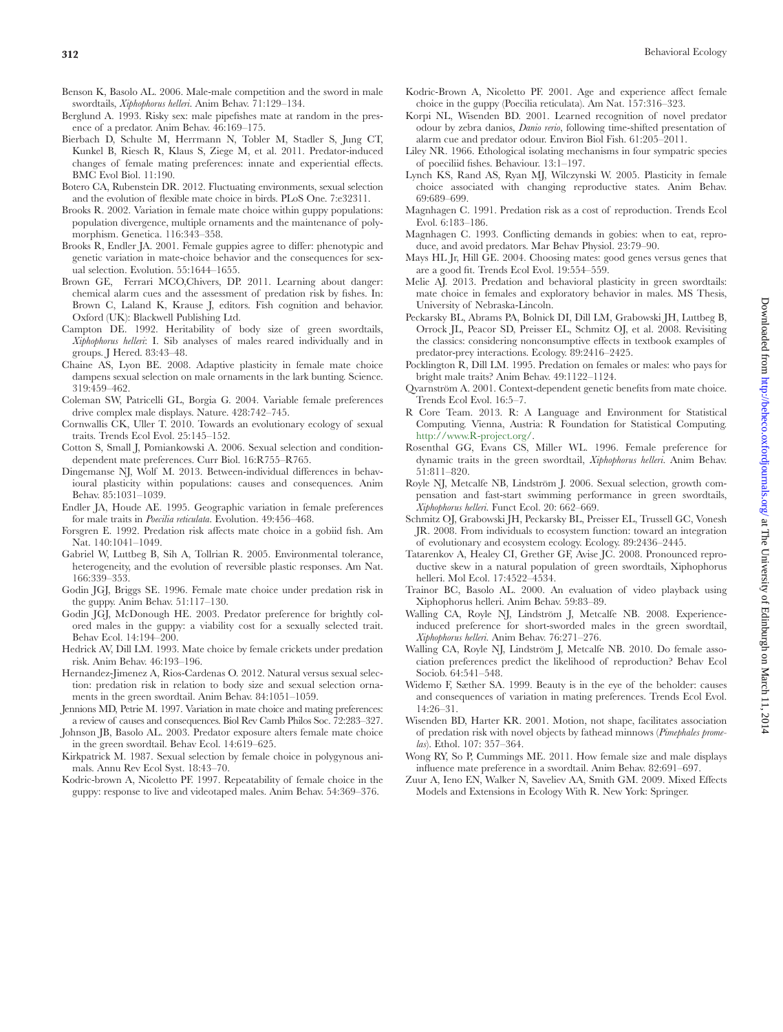Benson K, Basolo AL. 2006. Male-male competition and the sword in male swordtails, *Xiphophorus helleri*. Anim Behav. 71:129–134.

Berglund A. 1993. Risky sex: male pipefishes mate at random in the presence of a predator. Anim Behav. 46:169–175.

Bierbach D, Schulte M, Herrmann N, Tobler M, Stadler S, Jung CT, Kunkel B, Riesch R, Klaus S, Ziege M, et al. 2011. Predator-induced changes of female mating preferences: innate and experiential effects. BMC Evol Biol. 11:190.

Botero CA, Rubenstein DR. 2012. Fluctuating environments, sexual selection and the evolution of flexible mate choice in birds. PLoS One. 7:e32311.

Brooks R. 2002. Variation in female mate choice within guppy populations: population divergence, multiple ornaments and the maintenance of polymorphism. Genetica. 116:343–358.

Brooks R, Endler JA. 2001. Female guppies agree to differ: phenotypic and genetic variation in mate-choice behavior and the consequences for sexual selection. Evolution. 55:1644–1655.

Brown GE, Ferrari MCO,Chivers, DP. 2011. Learning about danger: chemical alarm cues and the assessment of predation risk by fishes. In: Brown C, Laland K, Krause J, editors. Fish cognition and behavior. Oxford (UK): Blackwell Publishing Ltd.

Campton DE. 1992. Heritability of body size of green swordtails, *Xiphophorus helleri*: I. Sib analyses of males reared individually and in groups. J Hered. 83:43–48.

Chaine AS, Lyon BE. 2008. Adaptive plasticity in female mate choice dampens sexual selection on male ornaments in the lark bunting. Science. 319:459–462.

Coleman SW, Patricelli GL, Borgia G. 2004. Variable female preferences drive complex male displays. Nature. 428:742–745.

Cornwallis CK, Uller T. 2010. Towards an evolutionary ecology of sexual traits. Trends Ecol Evol. 25:145–152.

Cotton S, Small J, Pomiankowski A. 2006. Sexual selection and condition-dependent mate preferences. Curr Biol. 16:R755–R765.

Dingemanse NJ, Wolf M. 2013. Between-individual differences in behavioural plasticity within populations: causes and consequences. Anim Behav. 85:1031–1039.

Endler JA, Houde AE. 1995. Geographic variation in female preferences for male traits in *Poecilia reticulata*. Evolution. 49:456–468.

Forsgren E. 1992. Predation risk affects mate choice in a gobiid fish. Am Nat. 140:1041–1049.

Gabriel W, Luttbeg B, Sih A, Tollrian R. 2005. Environmental tolerance, heterogeneity, and the evolution of reversible plastic responses. Am Nat. 166:339–353.

Godin JGJ, Briggs SE. 1996. Female mate choice under predation risk in the guppy. Anim Behav. 51:117–130.

Godin JGJ, McDonough HE. 2003. Predator preference for brightly colored males in the guppy: a viability cost for a sexually selected trait. Behav Ecol. 14:194–200.

Hedrick AV, Dill LM. 1993. Mate choice by female crickets under predation risk. Anim Behav. 46:193–196.

Hernandez-Jimenez A, Rios-Cardenas O. 2012. Natural versus sexual selection: predation risk in relation to body size and sexual selection ornaments in the green swordtail. Anim Behav. 84:1051–1059.

Jennions MD, Petrie M. 1997. Variation in mate choice and mating preferences: a review of causes and consequences. Biol Rev Camb Philos Soc. 72:283–327.

Johnson JB, Basolo AL. 2003. Predator exposure alters female mate choice in the green swordtail. Behav Ecol. 14:619–625.

Kirkpatrick M. 1987. Sexual selection by female choice in polygynous animals. Annu Rev Ecol Syst. 18:43–70.

Kodric-brown A, Nicoletto PF. 1997. Repeatability of female choice in the guppy: response to live and videotaped males. Anim Behav. 54:369–376.

Kodric-Brown A, Nicoletto PF. 2001. Age and experience affect female choice in the guppy (Poecilia reticulata). Am Nat. 157:316–323.

Korpi NL, Wisenden BD. 2001. Learned recognition of novel predator odour by zebra danios, *Danio rerio*, following time-shifted presentation of alarm cue and predator odour. Environ Biol Fish. 61:205–2011.

Liley NR. 1966. Ethological isolating mechanisms in four sympatric species of poeciliid fishes. Behaviour. 13:1–197.

Lynch KS, Rand AS, Ryan MJ, Wilczynski W. 2005. Plasticity in female choice associated with changing reproductive states. Anim Behav. 69:689–699.

Magnhagen C. 1991. Predation risk as a cost of reproduction. Trends Ecol Evol. 6:183–186.

Magnhagen C. 1993. Conflicting demands in gobies: when to eat, reproduce, and avoid predators. Mar Behav Physiol. 23:79–90.

Mays HL Jr, Hill GE. 2004. Choosing mates: good genes versus genes that are a good fit. Trends Ecol Evol. 19:554–559.

Melie AJ. 2013. Predation and behavioral plasticity in green swordtails: mate choice in females and exploratory behavior in males. MS Thesis, University of Nebraska-Lincoln.

Peckarsky BL, Abrams PA, Bolnick DI, Dill LM, Grabowski JH, Luttbeg B, Orrock JL, Peacor SD, Preisser EL, Schmitz OJ, et al. 2008. Revisiting the classics: considering nonconsumptive effects in textbook examples of predator-prey interactions. Ecology. 89:2416–2425.

Pocklington R, Dill LM. 1995. Predation on females or males: who pays for bright male traits? Anim Behav. 49:1122–1124.

Qvarnström A. 2001. Context-dependent genetic benefits from mate choice. Trends Ecol Evol. 16:5–7.

R Core Team. 2013. R: A Language and Environment for Statistical Computing. Vienna, Austria: R Foundation for Statistical Computing. http://www.R-project.org/.

Rosenthal GG, Evans CS, Miller WL. 1996. Female preference for dynamic traits in the green swordtail, *Xiphophorus helleri*. Anim Behav. 51:811–820.

Royle NJ, Metcalfe NB, Lindström J. 2006. Sexual selection, growth compensation and fast-start swimming performance in green swordtails, *Xiphophorus helleri*. Funct Ecol. 20: 662–669.

Schmitz OJ, Grabowski JH, Peckarsky BL, Preisser EL, Trussell GC, Vonesh JR. 2008. From individuals to ecosystem function: toward an integration of evolutionary and ecosystem ecology. Ecology. 89:2436–2445.

Tatarenkov A, Healey CI, Grether GF, Avise JC. 2008. Pronounced reproductive skew in a natural population of green swordtails, Xiphophorus helleri. Mol Ecol. 17:4522–4534.

Trainor BC, Basolo AL. 2000. An evaluation of video playback using Xiphophorus helleri. Anim Behav. 59:83–89.

Walling CA, Royle NJ, Lindström J, Metcalfe NB. 2008. Experience-induced preference for short-sworded males in the green swordtail, *Xiphophorus helleri*. Anim Behav. 76:271–276.

Walling CA, Royle NJ, Lindström J, Metcalfe NB. 2010. Do female association preferences predict the likelihood of reproduction? Behav Ecol Sociob. 64:541–548.

Widemo F, Sæther SA. 1999. Beauty is in the eye of the beholder: causes and consequences of variation in mating preferences. Trends Ecol Evol. 14:26–31.

Wisenden BD, Harter KR. 2001. Motion, not shape, facilitates association of predation risk with novel objects by fathead minnows (*Pimephales promelas*). Ethol. 107: 357–364.

Wong RY, So P, Cummings ME. 2011. How female size and male displays influence mate preference in a swordtail. Anim Behav. 82:691–697.

Zuur A, Ieno EN, Walker N, Saveliev AA, Smith GM. 2009. Mixed Effects Models and Extensions in Ecology With R. New York: Springer.